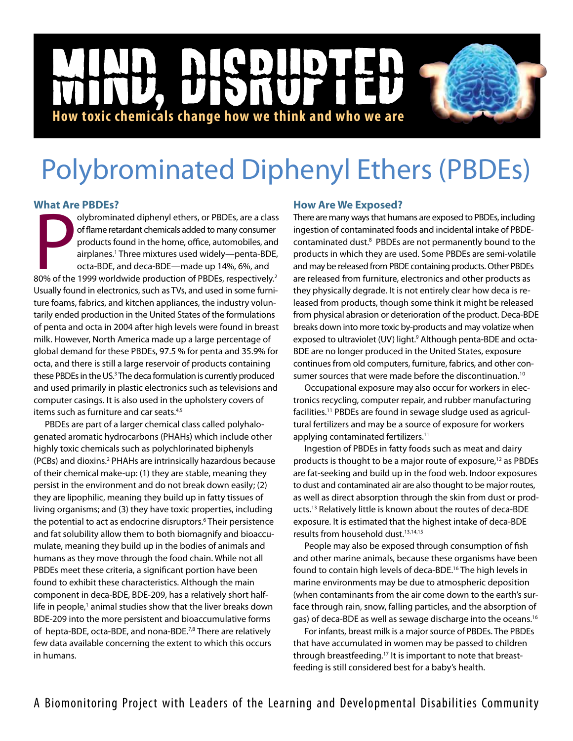# MIND, DISRUPTED

**How toxic chemicals change how we think and who we are**

# Polybrominated Diphenyl Ethers (PBDEs)

### What Are PBDEs?

Polybrominated diphenyl ethers, or PBDEs, are a class of flame retardant chemicals added to many consumer products found in the home, office, automobiles, and airplanes.[1] Three mixtures used widely—penta-BDE, octa-BDE, and deca-BDE—made up 14%, 6%, and 80% of the 1999 worldwide production of PBDEs, respectively.[2] Usually found in electronics, such as TVs, and used in some furniture foams, fabrics, and kitchen appliances, the industry voluntarily ended production in the United States of the formulations of penta and octa in 2004 after high levels were found in breast milk. However, North America made up a large percentage of global demand for these PBDEs, 97.5 % for penta and 35.9% for octa, and there is still a large reservoir of products containing these PBDEs in the US.[3] The deca formulation is currently produced and used primarily in plastic electronics such as televisions and computer casings. It is also used in the upholstery covers of items such as furniture and car seats.[4,5]

PBDEs are part of a larger chemical class called polyhalogenated aromatic hydrocarbons (PHAHs) which include other highly toxic chemicals such as polychlorinated biphenyls (PCBs) and dioxins.[2] PHAHs are intrinsically hazardous because of their chemical make-up: (1) they are stable, meaning they persist in the environment and do not break down easily; (2) they are lipophilic, meaning they build up in fatty tissues of living organisms; and (3) they have toxic properties, including the potential to act as endocrine disruptors.[6] Their persistence and fat solubility allow them to both biomagnify and bioaccumulate, meaning they build up in the bodies of animals and humans as they move through the food chain. While not all PBDEs meet these criteria, a significant portion have been found to exhibit these characteristics. Although the main component in deca-BDE, BDE-209, has a relatively short half-life in people,[1] animal studies show that the liver breaks down BDE-209 into the more persistent and bioaccumulative forms of hepta-BDE, octa-BDE, and nona-BDE.[7,8] There are relatively few data available concerning the extent to which this occurs in humans.

### How Are We Exposed?

There are many ways that humans are exposed to PBDEs, including ingestion of contaminated foods and incidental intake of PBDE-contaminated dust.[8] PBDEs are not permanently bound to the products in which they are used. Some PBDEs are semi-volatile and may be released from PBDE containing products. Other PBDEs are released from furniture, electronics and other products as they physically degrade. It is not entirely clear how deca is released from products, though some think it might be released from physical abrasion or deterioration of the product. Deca-BDE breaks down into more toxic by-products and may volatize when exposed to ultraviolet (UV) light.[9] Although penta-BDE and octa-BDE are no longer produced in the United States, exposure continues from old computers, furniture, fabrics, and other consumer sources that were made before the discontinuation.[10]

Occupational exposure may also occur for workers in electronics recycling, computer repair, and rubber manufacturing facilities.[11] PBDEs are found in sewage sludge used as agricultural fertilizers and may be a source of exposure for workers applying contaminated fertilizers.[11]

Ingestion of PBDEs in fatty foods such as meat and dairy products is thought to be a major route of exposure,[12] as PBDEs are fat-seeking and build up in the food web. Indoor exposures to dust and contaminated air are also thought to be major routes, as well as direct absorption through the skin from dust or products.[13] Relatively little is known about the routes of deca-BDE exposure. It is estimated that the highest intake of deca-BDE results from household dust.[13,14,15]

People may also be exposed through consumption of fish and other marine animals, because these organisms have been found to contain high levels of deca-BDE.[16] The high levels in marine environments may be due to atmospheric deposition (when contaminants from the air come down to the earth's surface through rain, snow, falling particles, and the absorption of gas) of deca-BDE as well as sewage discharge into the oceans.[16]

For infants, breast milk is a major source of PBDEs. The PBDEs that have accumulated in women may be passed to children through breastfeeding.[17] It is important to note that breastfeeding is still considered best for a baby's health.

A Biomonitoring Project with Leaders of the Learning and Developmental Disabilities Community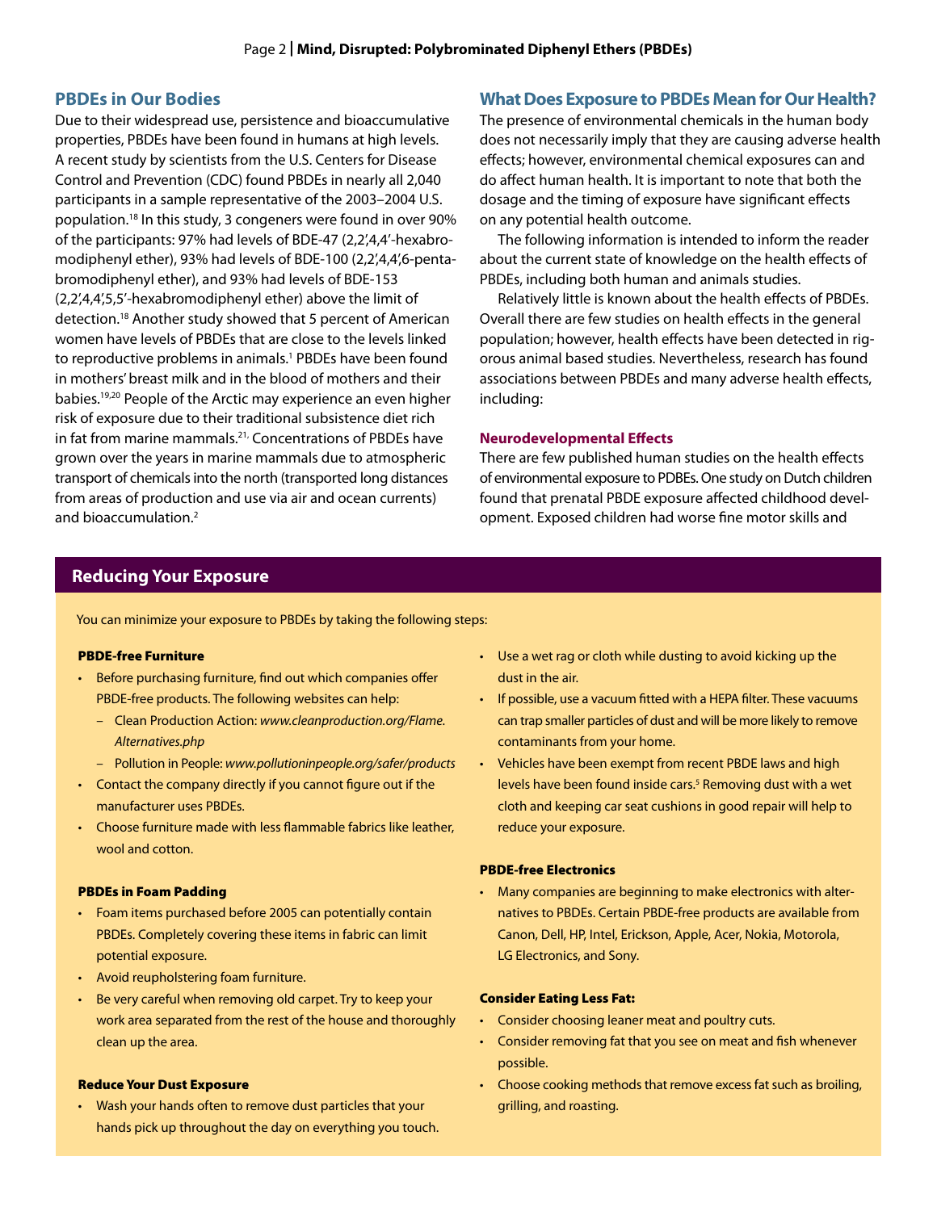## PBDEs in Our Bodies

Due to their widespread use, persistence and bioaccumulative properties, PBDEs have been found in humans at high levels. A recent study by scientists from the U.S. Centers for Disease Control and Prevention (CDC) found PBDEs in nearly all 2,040 participants in a sample representative of the 2003–2004 U.S. population.[18] In this study, 3 congeners were found in over 90% of the participants: 97% had levels of BDE-47 (2,2′,4,4′-hexabromodiphenyl ether), 93% had levels of BDE-100 (2,2′,4,4′,6-pentabromodiphenyl ether), and 93% had levels of BDE-153 (2,2′,4,4′,5,5′-hexabromodiphenyl ether) above the limit of detection.[18] Another study showed that 5 percent of American women have levels of PBDEs that are close to the levels linked to reproductive problems in animals.[1] PBDEs have been found in mothers' breast milk and in the blood of mothers and their babies.[19,20] People of the Arctic may experience an even higher risk of exposure due to their traditional subsistence diet rich in fat from marine mammals.[21,] Concentrations of PBDEs have grown over the years in marine mammals due to atmospheric transport of chemicals into the north (transported long distances from areas of production and use via air and ocean currents) and bioaccumulation.[2]

## What Does Exposure to PBDEs Mean for Our Health?

The presence of environmental chemicals in the human body does not necessarily imply that they are causing adverse health effects; however, environmental chemical exposures can and do affect human health. It is important to note that both the dosage and the timing of exposure have significant effects on any potential health outcome.

The following information is intended to inform the reader about the current state of knowledge on the health effects of PBDEs, including both human and animals studies.

Relatively little is known about the health effects of PBDEs. Overall there are few studies on health effects in the general population; however, health effects have been detected in rigorous animal based studies. Nevertheless, research has found associations between PBDEs and many adverse health effects, including:

### Neurodevelopmental Effects

There are few published human studies on the health effects of environmental exposure to PDBEs. One study on Dutch children found that prenatal PBDE exposure affected childhood development. Exposed children had worse fine motor skills and

## Reducing Your Exposure

You can minimize your exposure to PBDEs by taking the following steps:

### PBDE-free Furniture

- Before purchasing furniture, find out which companies offer PBDE-free products. The following websites can help:
  - Clean Production Action: *www.cleanproduction.org/Flame.Alternatives.php*
  - Pollution in People: *www.pollutioninpeople.org/safer/products*
- Contact the company directly if you cannot figure out if the manufacturer uses PBDEs.
- Choose furniture made with less flammable fabrics like leather, wool and cotton.

### PBDEs in Foam Padding

- Foam items purchased before 2005 can potentially contain PBDEs. Completely covering these items in fabric can limit potential exposure.
- Avoid reupholstering foam furniture.
- Be very careful when removing old carpet. Try to keep your work area separated from the rest of the house and thoroughly clean up the area.

### Reduce Your Dust Exposure

- Wash your hands often to remove dust particles that your hands pick up throughout the day on everything you touch.
- Use a wet rag or cloth while dusting to avoid kicking up the dust in the air.
- If possible, use a vacuum fitted with a HEPA filter. These vacuums can trap smaller particles of dust and will be more likely to remove contaminants from your home.
- Vehicles have been exempt from recent PBDE laws and high levels have been found inside cars.[5] Removing dust with a wet cloth and keeping car seat cushions in good repair will help to reduce your exposure.

### PBDE-free Electronics

- Many companies are beginning to make electronics with alternatives to PBDEs. Certain PBDE-free products are available from Canon, Dell, HP, Intel, Erickson, Apple, Acer, Nokia, Motorola, LG Electronics, and Sony.

### Consider Eating Less Fat:

- Consider choosing leaner meat and poultry cuts.
- Consider removing fat that you see on meat and fish whenever possible.
- Choose cooking methods that remove excess fat such as broiling, grilling, and roasting.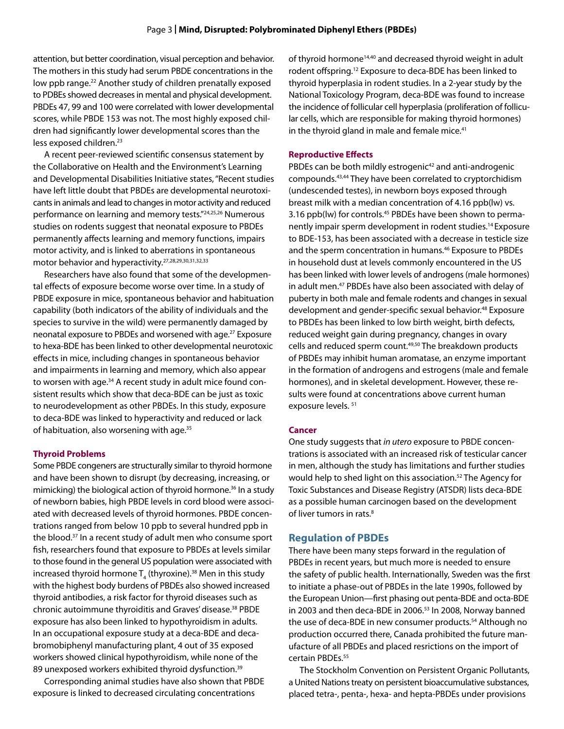attention, but better coordination, visual perception and behavior. The mothers in this study had serum PBDE concentrations in the low ppb range.[22] Another study of children prenatally exposed to PDBEs showed decreases in mental and physical development. PBDEs 47, 99 and 100 were correlated with lower developmental scores, while PBDE 153 was not. The most highly exposed children had significantly lower developmental scores than the less exposed children.[23]

A recent peer-reviewed scientific consensus statement by the Collaborative on Health and the Environment's Learning and Developmental Disabilities Initiative states, "Recent studies have left little doubt that PBDEs are developmental neurotoxicants in animals and lead to changes in motor activity and reduced performance on learning and memory tests."[24,25,26] Numerous studies on rodents suggest that neonatal exposure to PBDEs permanently affects learning and memory functions, impairs motor activity, and is linked to aberrations in spontaneous motor behavior and hyperactivity.[27,28,29,30,31,32,33]

Researchers have also found that some of the developmental effects of exposure become worse over time. In a study of PBDE exposure in mice, spontaneous behavior and habituation capability (both indicators of the ability of individuals and the species to survive in the wild) were permanently damaged by neonatal exposure to PBDEs and worsened with age.[27] Exposure to hexa-BDE has been linked to other developmental neurotoxic effects in mice, including changes in spontaneous behavior and impairments in learning and memory, which also appear to worsen with age.[34] A recent study in adult mice found consistent results which show that deca-BDE can be just as toxic to neurodevelopment as other PBDEs. In this study, exposure to deca-BDE was linked to hyperactivity and reduced or lack of habituation, also worsening with age.[35]

#### Thyroid Problems

Some PBDE congeners are structurally similar to thyroid hormone and have been shown to disrupt (by decreasing, increasing, or mimicking) the biological action of thyroid hormone.[36] In a study of newborn babies, high PBDE levels in cord blood were associated with decreased levels of thyroid hormones. PBDE concentrations ranged from below 10 ppb to several hundred ppb in the blood.[37] In a recent study of adult men who consume sport fish, researchers found that exposure to PBDEs at levels similar to those found in the general US population were associated with increased thyroid hormone $T_4$ (thyroxine).[38] Men in this study with the highest body burdens of PBDEs also showed increased thyroid antibodies, a risk factor for thyroid diseases such as chronic autoimmune thyroiditis and Graves' disease.[38] PBDE exposure has also been linked to hypothyroidism in adults. In an occupational exposure study at a deca-BDE and decabromobiphenyl manufacturing plant, 4 out of 35 exposed workers showed clinical hypothyroidism, while none of the 89 unexposed workers exhibited thyroid dysfunction.[39]

Corresponding animal studies have also shown that PBDE exposure is linked to decreased circulating concentrations of thyroid hormone[14,40] and decreased thyroid weight in adult rodent offspring.[12] Exposure to deca-BDE has been linked to thyroid hyperplasia in rodent studies. In a 2-year study by the National Toxicology Program, deca-BDE was found to increase the incidence of follicular cell hyperplasia (proliferation of follicular cells, which are responsible for making thyroid hormones) in the thyroid gland in male and female mice.[41]

#### Reproductive Effects

PBDEs can be both mildly estrogenic[42] and anti-androgenic compounds.[43,44] They have been correlated to cryptorchidism (undescended testes), in newborn boys exposed through breast milk with a median concentration of 4.16 ppb(lw) vs. 3.16 ppb(lw) for controls.[45] PBDEs have been shown to permanently impair sperm development in rodent studies.[14] Exposure to BDE-153, has been associated with a decrease in testicle size and the sperm concentration in humans.[46] Exposure to PBDEs in household dust at levels commonly encountered in the US has been linked with lower levels of androgens (male hormones) in adult men.[47] PBDEs have also been associated with delay of puberty in both male and female rodents and changes in sexual development and gender-specific sexual behavior.[48] Exposure to PBDEs has been linked to low birth weight, birth defects, reduced weight gain during pregnancy, changes in ovary cells and reduced sperm count.[49,50] The breakdown products of PBDEs may inhibit human aromatase, an enzyme important in the formation of androgens and estrogens (male and female hormones), and in skeletal development. However, these results were found at concentrations above current human exposure levels. [51]

#### Cancer

One study suggests that *in utero* exposure to PBDE concentrations is associated with an increased risk of testicular cancer in men, although the study has limitations and further studies would help to shed light on this association.[52] The Agency for Toxic Substances and Disease Registry (ATSDR) lists deca-BDE as a possible human carcinogen based on the development of liver tumors in rats.[8]

### Regulation of PBDEs

There have been many steps forward in the regulation of PBDEs in recent years, but much more is needed to ensure the safety of public health. Internationally, Sweden was the first to initiate a phase-out of PBDEs in the late 1990s, followed by the European Union—first phasing out penta-BDE and octa-BDE in 2003 and then deca-BDE in 2006.[53] In 2008, Norway banned the use of deca-BDE in new consumer products.[54] Although no production occurred there, Canada prohibited the future manufacture of all PBDEs and placed resrictions on the import of certain PBDEs.[55]

The Stockholm Convention on Persistent Organic Pollutants, a United Nations treaty on persistent bioaccumulative substances, placed tetra-, penta-, hexa- and hepta-PBDEs under provisions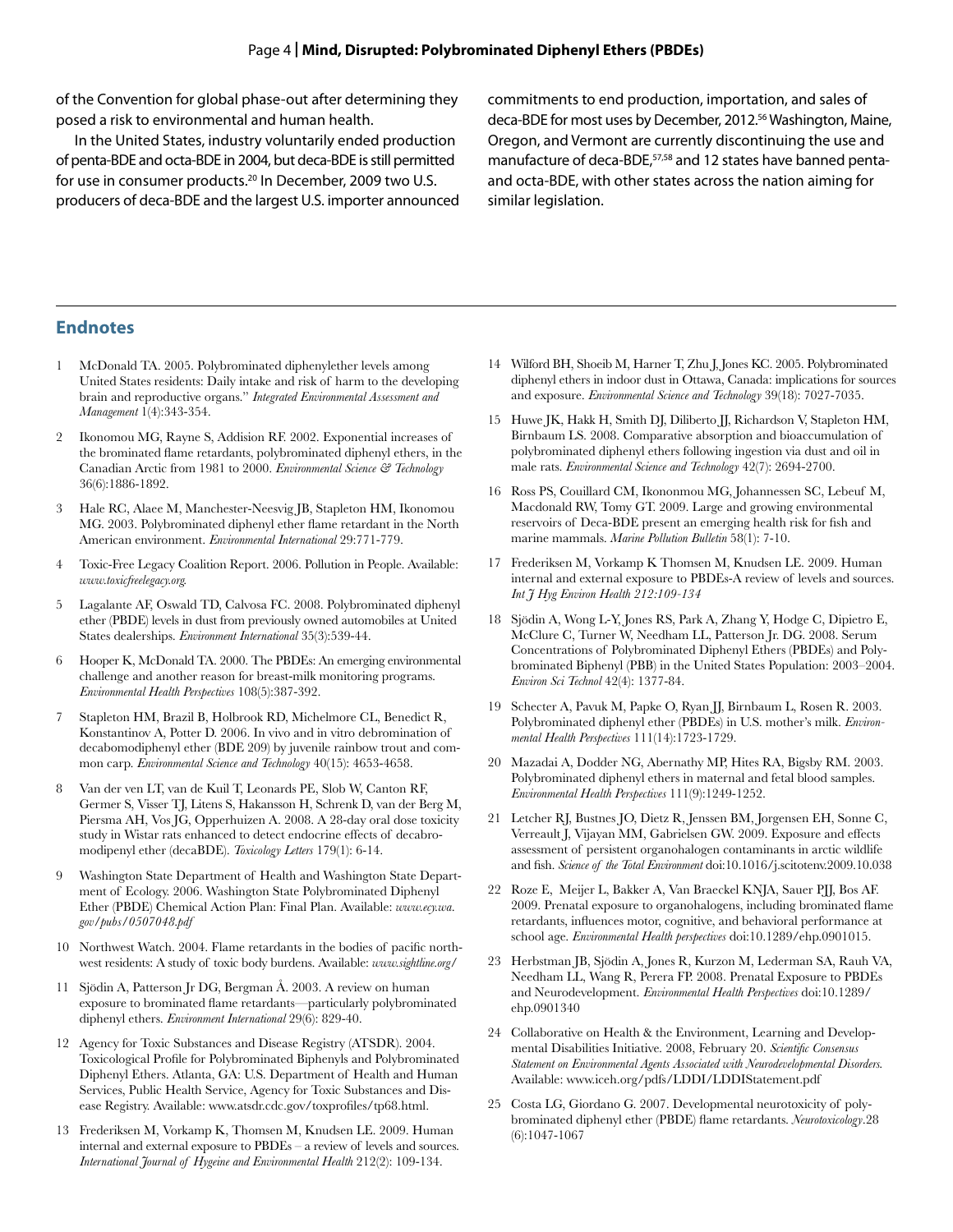of the Convention for global phase-out after determining they posed a risk to environmental and human health.

In the United States, industry voluntarily ended production of penta-BDE and octa-BDE in 2004, but deca-BDE is still permitted for use in consumer products.[20] In December, 2009 two U.S. producers of deca-BDE and the largest U.S. importer announced commitments to end production, importation, and sales of deca-BDE for most uses by December, 2012.[56] Washington, Maine, Oregon, and Vermont are currently discontinuing the use and manufacture of deca-BDE,[57,58] and 12 states have banned penta- and octa-BDE, with other states across the nation aiming for similar legislation.

## Endnotes

1. McDonald TA. 2005. Polybrominated diphenylether levels among United States residents: Daily intake and risk of harm to the developing brain and reproductive organs." *Integrated Environmental Assessment and Management* 1(4):343-354.
2. Ikonomou MG, Rayne S, Addision RF. 2002. Exponential increases of the brominated flame retardants, polybrominated diphenyl ethers, in the Canadian Arctic from 1981 to 2000. *Environmental Science & Technology* 36(6):1886-1892.
3. Hale RC, Alaee M, Manchester-Neesvig JB, Stapleton HM, Ikonomou MG. 2003. Polybrominated diphenyl ether flame retardant in the North American environment. *Environmental International* 29:771-779.
4. Toxic-Free Legacy Coalition Report. 2006. Pollution in People. Available: *www.toxicfreelegacy.org*.
5. Lagalante AF, Oswald TD, Calvosa FC. 2008. Polybrominated diphenyl ether (PBDE) levels in dust from previously owned automobiles at United States dealerships. *Environment International* 35(3):539-44.
6. Hooper K, McDonald TA. 2000. The PBDEs: An emerging environmental challenge and another reason for breast-milk monitoring programs. *Environmental Health Perspectives* 108(5):387-392.
7. Stapleton HM, Brazil B, Holbrook RD, Michelmore CL, Benedict R, Konstantinov A, Potter D. 2006. In vivo and in vitro debromination of decabomodiphenyl ether (BDE 209) by juvenile rainbow trout and common carp. *Environmental Science and Technology* 40(15): 4653-4658.
8. Van der ven LT, van de Kuil T, Leonards PE, Slob W, Canton RF, Germer S, Visser TJ, Litens S, Hakansson H, Schrenk D, van der Berg M, Piersma AH, Vos JG, Opperhuizen A. 2008. A 28-day oral dose toxicity study in Wistar rats enhanced to detect endocrine effects of decabromodipenyl ether (decaBDE). *Toxicology Letters* 179(1): 6-14.
9. Washington State Department of Health and Washington State Department of Ecology. 2006. Washington State Polybrominated Diphenyl Ether (PBDE) Chemical Action Plan: Final Plan. Available: *www.ecy.wa.gov/pubs/0507048.pdf*
10. Northwest Watch. 2004. Flame retardants in the bodies of pacific northwest residents: A study of toxic body burdens. Available: *www.sightline.org/*
11. Sjödin A, Patterson Jr DG, Bergman Å. 2003. A review on human exposure to brominated flame retardants—particularly polybrominated diphenyl ethers. *Environment International* 29(6): 829-40.
12. Agency for Toxic Substances and Disease Registry (ATSDR). 2004. Toxicological Profile for Polybrominated Biphenyls and Polybrominated Diphenyl Ethers. Atlanta, GA: U.S. Department of Health and Human Services, Public Health Service, Agency for Toxic Substances and Disease Registry. Available: www.atsdr.cdc.gov/toxprofiles/tp68.html.
13. Frederiksen M, Vorkamp K, Thomsen M, Knudsen LE. 2009. Human internal and external exposure to PBDEs – a review of levels and sources. *International Journal of Hygeine and Environmental Health* 212(2): 109-134.
14. Wilford BH, Shoeib M, Harner T, Zhu J, Jones KC. 2005. Polybrominated diphenyl ethers in indoor dust in Ottawa, Canada: implications for sources and exposure. *Environmental Science and Technology* 39(18): 7027-7035.
15. Huwe JK, Hakk H, Smith DJ, Diliberto JJ, Richardson V, Stapleton HM, Birnbaum LS. 2008. Comparative absorption and bioaccumulation of polybrominated diphenyl ethers following ingestion via dust and oil in male rats. *Environmental Science and Technology* 42(7): 2694-2700.
16. Ross PS, Couillard CM, Ikononmou MG, Johannessen SC, Lebeuf M, Macdonald RW, Tomy GT. 2009. Large and growing environmental reservoirs of Deca-BDE present an emerging health risk for fish and marine mammals. *Marine Pollution Bulletin* 58(1): 7-10.
17. Frederiksen M, Vorkamp K Thomsen M, Knudsen LE. 2009. Human internal and external exposure to PBDEs-A review of levels and sources. *Int J Hyg Environ Health 212:109-134*
18. Sjödin A, Wong L-Y, Jones RS, Park A, Zhang Y, Hodge C, Dipietro E, McClure C, Turner W, Needham LL, Patterson Jr. DG. 2008. Serum Concentrations of Polybrominated Diphenyl Ethers (PBDEs) and Polybrominated Biphenyl (PBB) in the United States Population: 2003–2004. *Environ Sci Technol* 42(4): 1377-84.
19. Schecter A, Pavuk M, Papke O, Ryan JJ, Birnbaum L, Rosen R. 2003. Polybrominated diphenyl ether (PBDEs) in U.S. mother's milk. *Environmental Health Perspectives* 111(14):1723-1729.
20. Mazadai A, Dodder NG, Abernathy MP, Hites RA, Bigsby RM. 2003. Polybrominated diphenyl ethers in maternal and fetal blood samples. *Environmental Health Perspectives* 111(9):1249-1252.
21. Letcher RJ, Bustnes JO, Dietz R, Jenssen BM, Jorgensen EH, Sonne C, Verreault J, Vijayan MM, Gabrielsen GW. 2009. Exposure and effects assessment of persistent organohalogen contaminants in arctic wildlife and fish. *Science of the Total Environment* doi:10.1016/j.scitotenv.2009.10.038
22. Roze E, Meijer L, Bakker A, Van Braeckel KNJA, Sauer PJJ, Bos AF. 2009. Prenatal exposure to organohalogens, including brominated flame retardants, influences motor, cognitive, and behavioral performance at school age. *Environmental Health perspectives* doi:10.1289/ehp.0901015.
23. Herbstman JB, Sjödin A, Jones R, Kurzon M, Lederman SA, Rauh VA, Needham LL, Wang R, Perera FP. 2008. Prenatal Exposure to PBDEs and Neurodevelopment. *Environmental Health Perspectives* doi:10.1289/ehp.0901340
24. Collaborative on Health & the Environment, Learning and Developmental Disabilities Initiative. 2008, February 20. *Scientific Consensus Statement on Environmental Agents Associated with Neurodevelopmental Disorders*. Available: www.iceh.org/pdfs/LDDI/LDDIStatement.pdf
25. Costa LG, Giordano G. 2007. Developmental neurotoxicity of polybrominated diphenyl ether (PBDE) flame retardants. *Neurotoxicology*.28 (6):1047-1067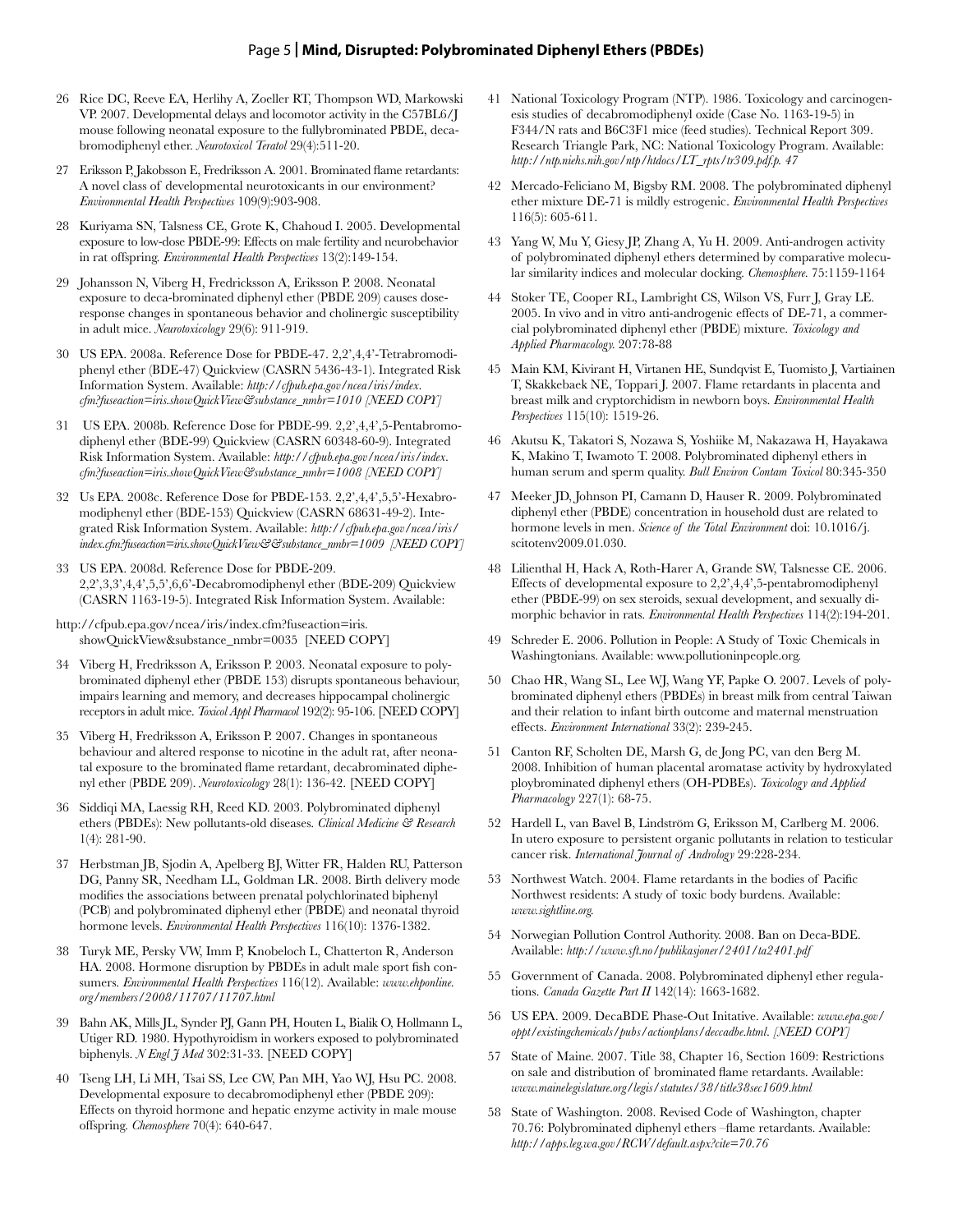26 Rice DC, Reeve EA, Herlihy A, Zoeller RT, Thompson WD, Markowski VP. 2007. Developmental delays and locomotor activity in the C57BL6/J mouse following neonatal exposure to the fullybrominated PBDE, decabromodiphenyl ether. *Neurotoxicol Teratol* 29(4):511-20.

27 Eriksson P, Jakobsson E, Fredriksson A. 2001. Brominated flame retardants: A novel class of developmental neurotoxicants in our environment? *Environmental Health Perspectives* 109(9):903-908.

28 Kuriyama SN, Talsness CE, Grote K, Chahoud I. 2005. Developmental exposure to low-dose PBDE-99: Effects on male fertility and neurobehavior in rat offspring. *Environmental Health Perspectives* 13(2):149-154.

29 Johansson N, Viberg H, Fredricksson A, Eriksson P. 2008. Neonatal exposure to deca-brominated diphenyl ether (PBDE 209) causes dose-response changes in spontaneous behavior and cholinergic susceptibility in adult mice. *Neurotoxicology* 29(6): 911-919.

30 US EPA. 2008a. Reference Dose for PBDE-47. 2,2',4,4'-Tetrabromodiphenyl ether (BDE-47) Quickview (CASRN 5436-43-1). Integrated Risk Information System. Available: *http://cfpub.epa.gov/ncea/iris/index.cfm?fuseaction=iris.showQuickView&substance_nmbr=1010 [NEED COPY]*

31 US EPA. 2008b. Reference Dose for PBDE-99. 2,2',4,4',5-Pentabromodiphenyl ether (BDE-99) Quickview (CASRN 60348-60-9). Integrated Risk Information System. Available: *http://cfpub.epa.gov/ncea/iris/index.cfm?fuseaction=iris.showQuickView&substance_nmbr=1008 [NEED COPY]*

32 Us EPA. 2008c. Reference Dose for PBDE-153. 2,2',4,4',5,5'-Hexabromodiphenyl ether (BDE-153) Quickview (CASRN 68631-49-2). Integrated Risk Information System. Available: *http://cfpub.epa.gov/ncea/iris/index.cfm?fuseaction=iris.showQuickView&&substance_nmbr=1009 [NEED COPY]*

33 US EPA. 2008d. Reference Dose for PBDE-209. 2,2',3,3',4,4',5,5',6,6'-Decabromodiphenyl ether (BDE-209) Quickview (CASRN 1163-19-5). Integrated Risk Information System. Available:

http://cfpub.epa.gov/ncea/iris/index.cfm?fuseaction=iris.showQuickView&substance_nmbr=0035 [NEED COPY]

34 Viberg H, Fredriksson A, Eriksson P. 2003. Neonatal exposure to polybrominated diphenyl ether (PBDE 153) disrupts spontaneous behaviour, impairs learning and memory, and decreases hippocampal cholinergic receptors in adult mice. *Toxicol Appl Pharmacol* 192(2): 95-106. [NEED COPY]

35 Viberg H, Fredriksson A, Eriksson P. 2007. Changes in spontaneous behaviour and altered response to nicotine in the adult rat, after neonatal exposure to the brominated flame retardant, decabrominated diphenyl ether (PBDE 209). *Neurotoxicology* 28(1): 136-42. [NEED COPY]

36 Siddiqi MA, Laessig RH, Reed KD. 2003. Polybrominated diphenyl ethers (PBDEs): New pollutants-old diseases. *Clinical Medicine & Research* 1(4): 281-90.

37 Herbstman JB, Sjodin A, Apelberg BJ, Witter FR, Halden RU, Patterson DG, Panny SR, Needham LL, Goldman LR. 2008. Birth delivery mode modifies the associations between prenatal polychlorinated biphenyl (PCB) and polybrominated diphenyl ether (PBDE) and neonatal thyroid hormone levels. *Environmental Health Perspectives* 116(10): 1376-1382.

38 Turyk ME, Persky VW, Imm P, Knobeloch L, Chatterton R, Anderson HA. 2008. Hormone disruption by PBDEs in adult male sport fish consumers. *Environmental Health Perspectives* 116(12). Available: *www.ehponline.org/members/2008/11707/11707.html*

39 Bahn AK, Mills JL, Synder PJ, Gann PH, Houten L, Bialik O, Hollmann L, Utiger RD. 1980. Hypothyroidism in workers exposed to polybrominated biphenyls. *N Engl J Med* 302:31-33. [NEED COPY]

40 Tseng LH, Li MH, Tsai SS, Lee CW, Pan MH, Yao WJ, Hsu PC. 2008. Developmental exposure to decabromodiphenyl ether (PBDE 209): Effects on thyroid hormone and hepatic enzyme activity in male mouse offspring. *Chemosphere* 70(4): 640-647.

41 National Toxicology Program (NTP). 1986. Toxicology and carcinogenesis studies of decabromodiphenyl oxide (Case No. 1163-19-5) in F344/N rats and B6C3F1 mice (feed studies). Technical Report 309. Research Triangle Park, NC: National Toxicology Program. Available: *http://ntp.niehs.nih.gov/ntp/htdocs/LT_rpts/tr309.pdf.p. 47*

42 Mercado-Feliciano M, Bigsby RM. 2008. The polybrominated diphenyl ether mixture DE-71 is mildly estrogenic. *Environmental Health Perspectives* 116(5): 605-611.

43 Yang W, Mu Y, Giesy JP, Zhang A, Yu H. 2009. Anti-androgen activity of polybrominated diphenyl ethers determined by comparative molecular similarity indices and molecular docking. *Chemosphere*. 75:1159-1164

44 Stoker TE, Cooper RL, Lambright CS, Wilson VS, Furr J, Gray LE. 2005. In vivo and in vitro anti-androgenic effects of DE-71, a commercial polybrominated diphenyl ether (PBDE) mixture. *Toxicology and Applied Pharmacology*. 207:78-88

45 Main KM, Kivirant H, Virtanen HE, Sundqvist E, Tuomisto J, Vartiainen T, Skakkebaek NE, Toppari J. 2007. Flame retardants in placenta and breast milk and cryptorchidism in newborn boys. *Environmental Health Perspectives* 115(10): 1519-26.

46 Akutsu K, Takatori S, Nozawa S, Yoshiike M, Nakazawa H, Hayakawa K, Makino T, Iwamoto T. 2008. Polybrominated diphenyl ethers in human serum and sperm quality. *Bull Environ Contam Toxicol* 80:345-350

47 Meeker JD, Johnson PI, Camann D, Hauser R. 2009. Polybrominated diphenyl ether (PBDE) concentration in household dust are related to hormone levels in men. *Science of the Total Environment* doi: 10.1016/j.scitotenv2009.01.030.

48 Lilienthal H, Hack A, Roth-Harer A, Grande SW, Talsnesse CE. 2006. Effects of developmental exposure to 2,2',4,4',5-pentabromodiphenyl ether (PBDE-99) on sex steroids, sexual development, and sexually dimorphic behavior in rats. *Environmental Health Perspectives* 114(2):194-201.

49 Schreder E. 2006. Pollution in People: A Study of Toxic Chemicals in Washingtonians. Available: www.pollutioninpeople.org.

50 Chao HR, Wang SL, Lee WJ, Wang YF, Papke O. 2007. Levels of polybrominated diphenyl ethers (PBDEs) in breast milk from central Taiwan and their relation to infant birth outcome and maternal menstruation effects. *Environment International* 33(2): 239-245.

51 Canton RF, Scholten DE, Marsh G, de Jong PC, van den Berg M. 2008. Inhibition of human placental aromatase activity by hydroxylated ploybrominated diphenyl ethers (OH-PDBEs). *Toxicology and Applied Pharmacology* 227(1): 68-75.

52 Hardell L, van Bavel B, Lindström G, Eriksson M, Carlberg M. 2006. In utero exposure to persistent organic pollutants in relation to testicular cancer risk. *International Journal of Andrology* 29:228-234.

53 Northwest Watch. 2004. Flame retardants in the bodies of Pacific Northwest residents: A study of toxic body burdens. Available: *www.sightline.org.*

54 Norwegian Pollution Control Authority. 2008. Ban on Deca-BDE. Available: *http://www.sft.no/publikasjoner/2401/ta2401.pdf*

55 Government of Canada. 2008. Polybrominated diphenyl ether regulations. *Canada Gazette Part II* 142(14): 1663-1682.

56 US EPA. 2009. DecaBDE Phase-Out Initative. Available: *www.epa.gov/oppt/existingchemicals/pubs/actionplans/deccadbe.html. [NEED COPY]*

57 State of Maine. 2007. Title 38, Chapter 16, Section 1609: Restrictions on sale and distribution of brominated flame retardants. Available: *www.mainelegislature.org/legis/statutes/38/title38sec1609.html*

58 State of Washington. 2008. Revised Code of Washington, chapter 70.76: Polybrominated diphenyl ethers –flame retardants. Available: *http://apps.leg.wa.gov/RCW/default.aspx?cite=70.76*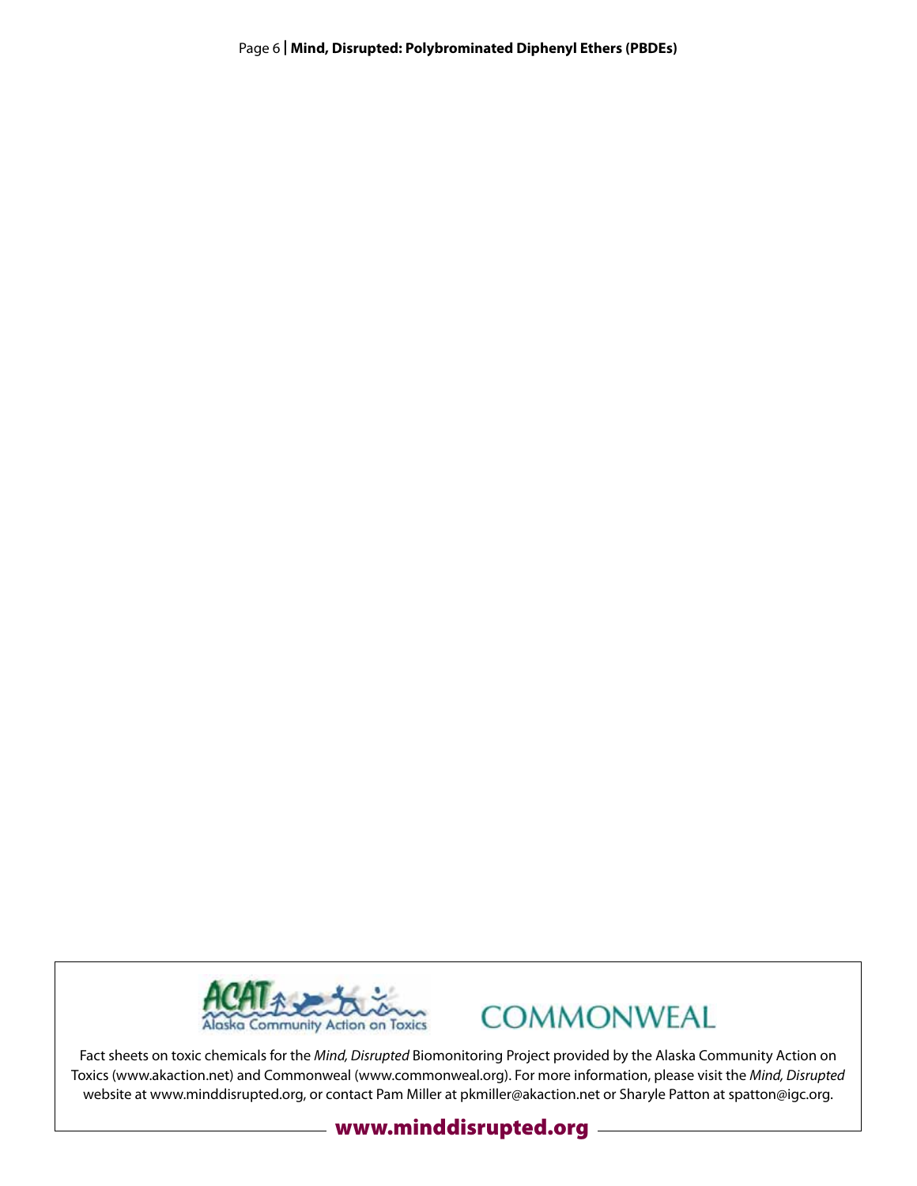Alaska Community Action on Toxics

COMMONWEAL

Fact sheets on toxic chemicals for the *Mind, Disrupted* Biomonitoring Project provided by the Alaska Community Action on Toxics (www.akaction.net) and Commonweal (www.commonweal.org). For more information, please visit the *Mind, Disrupted* website at www.minddisrupted.org, or contact Pam Miller at pkmiller@akaction.net or Sharyle Patton at spatton@igc.org.

**www.minddisrupted.org**